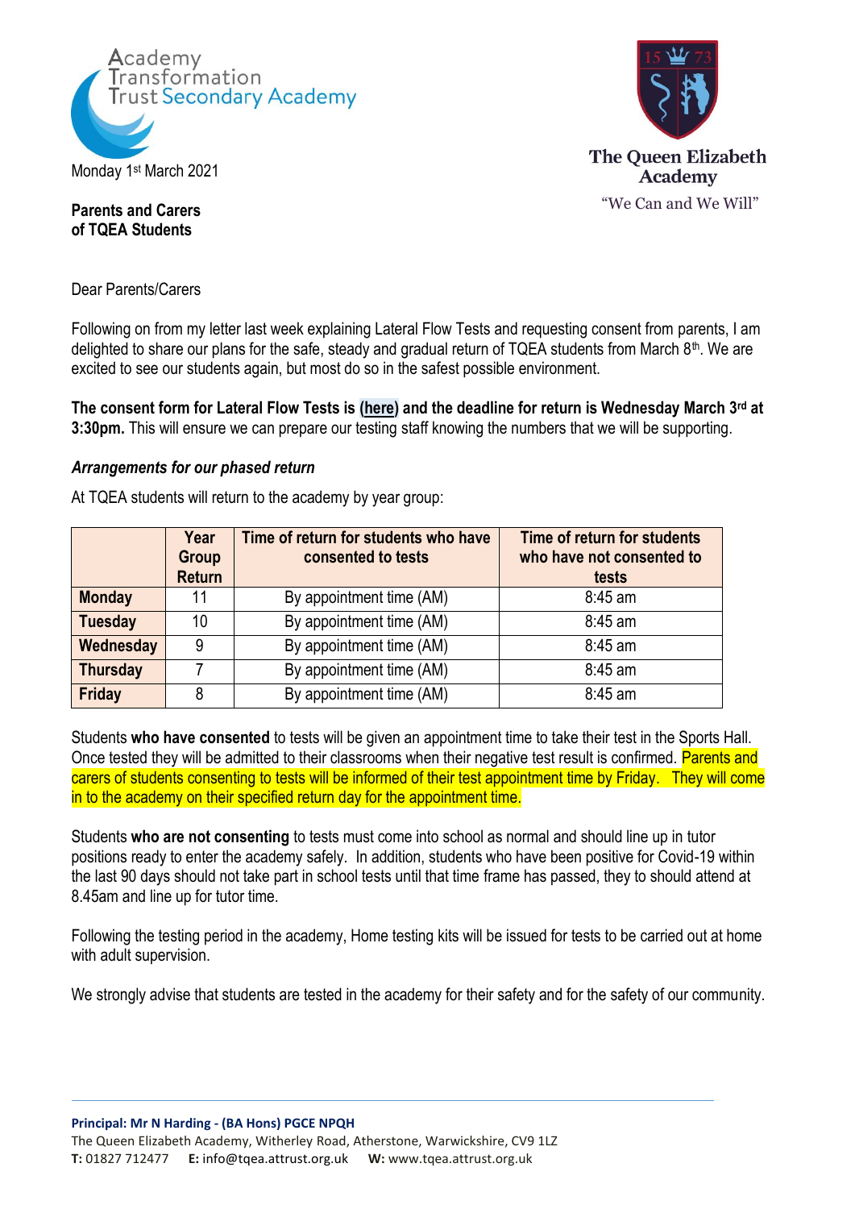Academy Transformation Trust Secondary Academy

The Queen Elizabeth Academy

"We Can and We Will"

Monday 1st March 2021

**Parents and Carers**
**of TQEA Students**

Dear Parents/Carers

Following on from my letter last week explaining Lateral Flow Tests and requesting consent from parents, I am delighted to share our plans for the safe, steady and gradual return of TQEA students from March 8th. We are excited to see our students again, but most do so in the safest possible environment.

**The consent form for Lateral Flow Tests is (here) and the deadline for return is Wednesday March 3rd at 3:30pm.** This will ensure we can prepare our testing staff knowing the numbers that we will be supporting.

### *Arrangements for our phased return*

At TQEA students will return to the academy by year group:

| | Year Group Return | Time of return for students who have consented to tests | Time of return for students who have not consented to tests |
|---|---|---|---|
| **Monday** | 11 | By appointment time (AM) | 8:45 am |
| **Tuesday** | 10 | By appointment time (AM) | 8:45 am |
| **Wednesday** | 9 | By appointment time (AM) | 8:45 am |
| **Thursday** | 7 | By appointment time (AM) | 8:45 am |
| **Friday** | 8 | By appointment time (AM) | 8:45 am |

Students **who have consented** to tests will be given an appointment time to take their test in the Sports Hall. Once tested they will be admitted to their classrooms when their negative test result is confirmed. Parents and carers of students consenting to tests will be informed of their test appointment time by Friday. They will come in to the academy on their specified return day for the appointment time.

Students **who are not consenting** to tests must come into school as normal and should line up in tutor positions ready to enter the academy safely. In addition, students who have been positive for Covid-19 within the last 90 days should not take part in school tests until that time frame has passed, they to should attend at 8.45am and line up for tutor time.

Following the testing period in the academy, Home testing kits will be issued for tests to be carried out at home with adult supervision.

We strongly advise that students are tested in the academy for their safety and for the safety of our community.

**Principal: Mr N Harding - (BA Hons) PGCE NPQH**
The Queen Elizabeth Academy, Witherley Road, Atherstone, Warwickshire, CV9 1LZ
**T:** 01827 712477 **E:** info@tqea.attrust.org.uk **W:** www.tqea.attrust.org.uk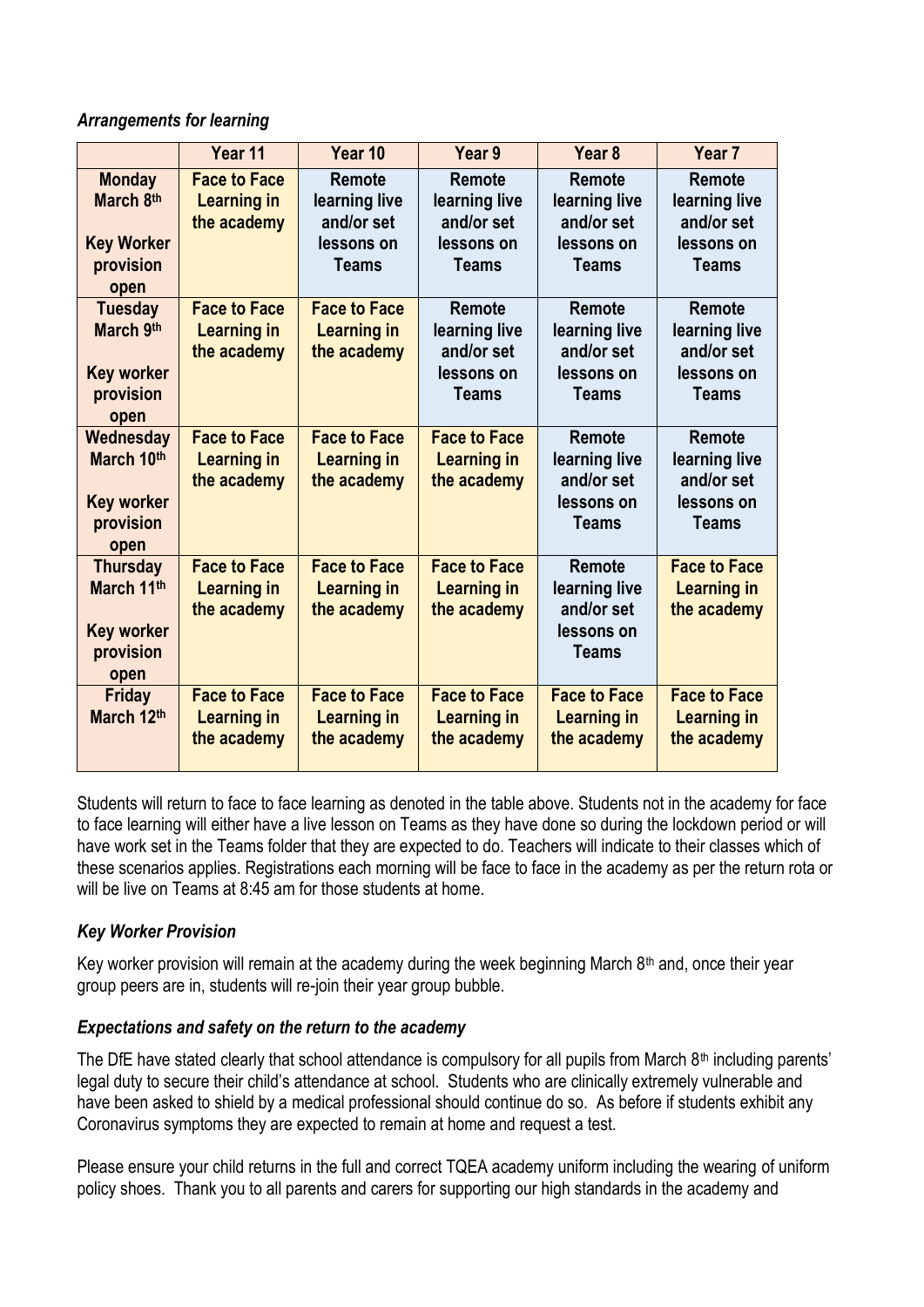***Arrangements for learning***

| | Year 11 | Year 10 | Year 9 | Year 8 | Year 7 |
|---|---|---|---|---|---|
| **Monday March 8th**<br><br>**Key Worker provision open** | **Face to Face Learning in the academy** | **Remote learning live and/or set lessons on Teams** | **Remote learning live and/or set lessons on Teams** | **Remote learning live and/or set lessons on Teams** | **Remote learning live and/or set lessons on Teams** |
| **Tuesday March 9th**<br><br>**Key worker provision open** | **Face to Face Learning in the academy** | **Face to Face Learning in the academy** | **Remote learning live and/or set lessons on Teams** | **Remote learning live and/or set lessons on Teams** | **Remote learning live and/or set lessons on Teams** |
| **Wednesday March 10th**<br><br>**Key worker provision open** | **Face to Face Learning in the academy** | **Face to Face Learning in the academy** | **Face to Face Learning in the academy** | **Remote learning live and/or set lessons on Teams** | **Remote learning live and/or set lessons on Teams** |
| **Thursday March 11th**<br><br>**Key worker provision open** | **Face to Face Learning in the academy** | **Face to Face Learning in the academy** | **Face to Face Learning in the academy** | **Remote learning live and/or set lessons on Teams** | **Face to Face Learning in the academy** |
| **Friday March 12th** | **Face to Face Learning in the academy** | **Face to Face Learning in the academy** | **Face to Face Learning in the academy** | **Face to Face Learning in the academy** | **Face to Face Learning in the academy** |

Students will return to face to face learning as denoted in the table above. Students not in the academy for face to face learning will either have a live lesson on Teams as they have done so during the lockdown period or will have work set in the Teams folder that they are expected to do. Teachers will indicate to their classes which of these scenarios applies. Registrations each morning will be face to face in the academy as per the return rota or will be live on Teams at 8:45 am for those students at home.

***Key Worker Provision***

Key worker provision will remain at the academy during the week beginning March 8th and, once their year group peers are in, students will re-join their year group bubble.

***Expectations and safety on the return to the academy***

The DfE have stated clearly that school attendance is compulsory for all pupils from March 8th including parents' legal duty to secure their child's attendance at school. Students who are clinically extremely vulnerable and have been asked to shield by a medical professional should continue do so. As before if students exhibit any Coronavirus symptoms they are expected to remain at home and request a test.

Please ensure your child returns in the full and correct TQEA academy uniform including the wearing of uniform policy shoes. Thank you to all parents and carers for supporting our high standards in the academy and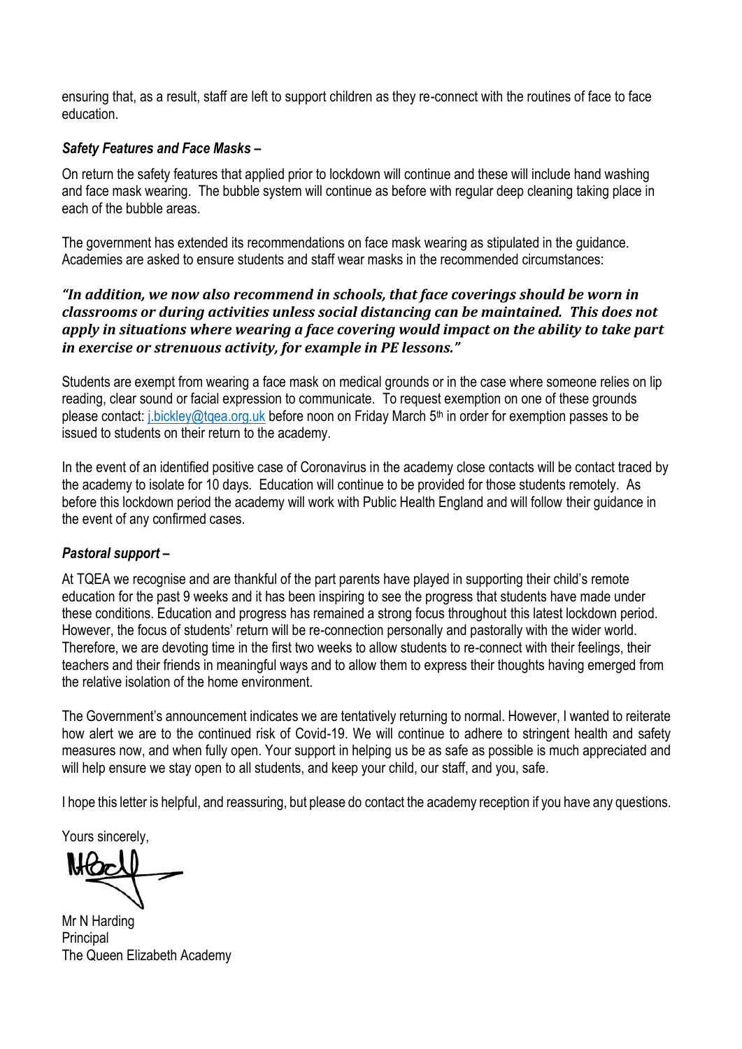ensuring that, as a result, staff are left to support children as they re-connect with the routines of face to face education.

***Safety Features and Face Masks –***

On return the safety features that applied prior to lockdown will continue and these will include hand washing and face mask wearing. The bubble system will continue as before with regular deep cleaning taking place in each of the bubble areas.

The government has extended its recommendations on face mask wearing as stipulated in the guidance. Academies are asked to ensure students and staff wear masks in the recommended circumstances:

***"In addition, we now also recommend in schools, that face coverings should be worn in classrooms or during activities unless social distancing can be maintained. This does not apply in situations where wearing a face covering would impact on the ability to take part in exercise or strenuous activity, for example in PE lessons."***

Students are exempt from wearing a face mask on medical grounds or in the case where someone relies on lip reading, clear sound or facial expression to communicate. To request exemption on one of these grounds please contact: j.bickley@tqea.org.uk before noon on Friday March 5th in order for exemption passes to be issued to students on their return to the academy.

In the event of an identified positive case of Coronavirus in the academy close contacts will be contact traced by the academy to isolate for 10 days. Education will continue to be provided for those students remotely. As before this lockdown period the academy will work with Public Health England and will follow their guidance in the event of any confirmed cases.

***Pastoral support –***

At TQEA we recognise and are thankful of the part parents have played in supporting their child's remote education for the past 9 weeks and it has been inspiring to see the progress that students have made under these conditions. Education and progress has remained a strong focus throughout this latest lockdown period. However, the focus of students' return will be re-connection personally and pastorally with the wider world. Therefore, we are devoting time in the first two weeks to allow students to re-connect with their feelings, their teachers and their friends in meaningful ways and to allow them to express their thoughts having emerged from the relative isolation of the home environment.

The Government's announcement indicates we are tentatively returning to normal. However, I wanted to reiterate how alert we are to the continued risk of Covid-19. We will continue to adhere to stringent health and safety measures now, and when fully open. Your support in helping us be as safe as possible is much appreciated and will help ensure we stay open to all students, and keep your child, our staff, and you, safe.

I hope this letter is helpful, and reassuring, but please do contact the academy reception if you have any questions.

Yours sincerely,

Mr N Harding
Principal
The Queen Elizabeth Academy